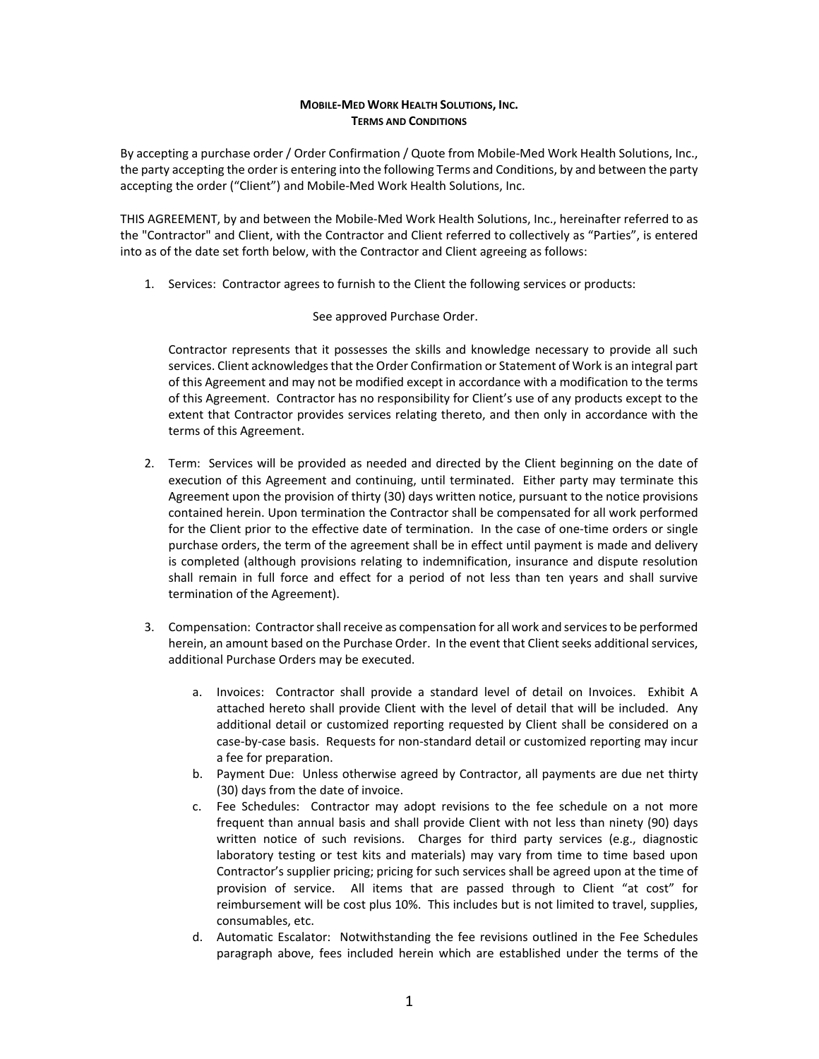# MOBILE-MED WORK HEALTH SOLUTIONS, INC.
## TERMS AND CONDITIONS

By accepting a purchase order / Order Confirmation / Quote from Mobile-Med Work Health Solutions, Inc., the party accepting the order is entering into the following Terms and Conditions, by and between the party accepting the order ("Client") and Mobile-Med Work Health Solutions, Inc.

THIS AGREEMENT, by and between the Mobile-Med Work Health Solutions, Inc., hereinafter referred to as the "Contractor" and Client, with the Contractor and Client referred to collectively as "Parties", is entered into as of the date set forth below, with the Contractor and Client agreeing as follows:

1. Services: Contractor agrees to furnish to the Client the following services or products:

   See approved Purchase Order.

   Contractor represents that it possesses the skills and knowledge necessary to provide all such services. Client acknowledges that the Order Confirmation or Statement of Work is an integral part of this Agreement and may not be modified except in accordance with a modification to the terms of this Agreement. Contractor has no responsibility for Client's use of any products except to the extent that Contractor provides services relating thereto, and then only in accordance with the terms of this Agreement.

2. Term: Services will be provided as needed and directed by the Client beginning on the date of execution of this Agreement and continuing, until terminated. Either party may terminate this Agreement upon the provision of thirty (30) days written notice, pursuant to the notice provisions contained herein. Upon termination the Contractor shall be compensated for all work performed for the Client prior to the effective date of termination. In the case of one-time orders or single purchase orders, the term of the agreement shall be in effect until payment is made and delivery is completed (although provisions relating to indemnification, insurance and dispute resolution shall remain in full force and effect for a period of not less than ten years and shall survive termination of the Agreement).

3. Compensation: Contractor shall receive as compensation for all work and services to be performed herein, an amount based on the Purchase Order. In the event that Client seeks additional services, additional Purchase Orders may be executed.

   a. Invoices: Contractor shall provide a standard level of detail on Invoices. Exhibit A attached hereto shall provide Client with the level of detail that will be included. Any additional detail or customized reporting requested by Client shall be considered on a case-by-case basis. Requests for non-standard detail or customized reporting may incur a fee for preparation.
   b. Payment Due: Unless otherwise agreed by Contractor, all payments are due net thirty (30) days from the date of invoice.
   c. Fee Schedules: Contractor may adopt revisions to the fee schedule on a not more frequent than annual basis and shall provide Client with not less than ninety (90) days written notice of such revisions. Charges for third party services (e.g., diagnostic laboratory testing or test kits and materials) may vary from time to time based upon Contractor's supplier pricing; pricing for such services shall be agreed upon at the time of provision of service. All items that are passed through to Client "at cost" for reimbursement will be cost plus 10%. This includes but is not limited to travel, supplies, consumables, etc.
   d. Automatic Escalator: Notwithstanding the fee revisions outlined in the Fee Schedules paragraph above, fees included herein which are established under the terms of the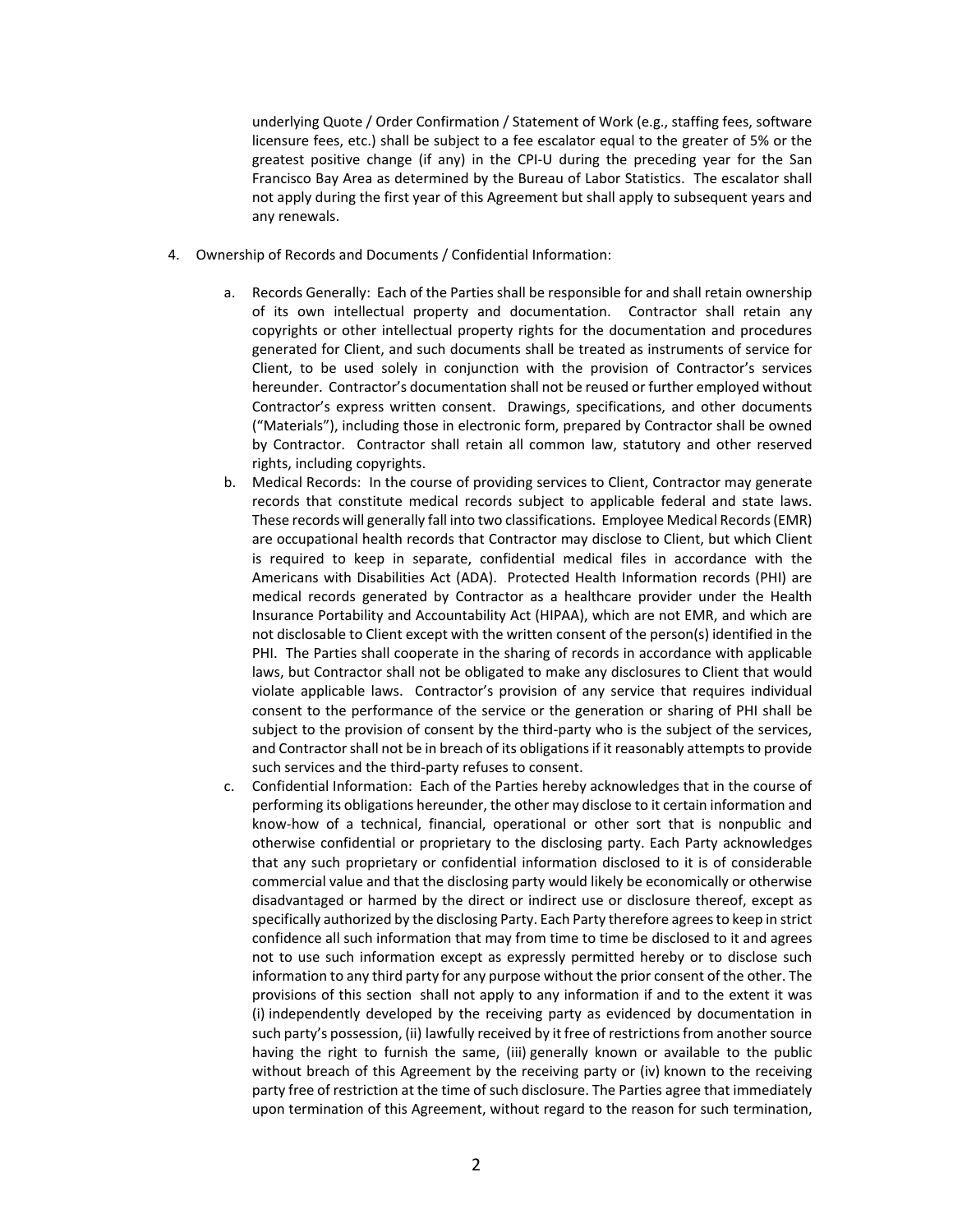underlying Quote / Order Confirmation / Statement of Work (e.g., staffing fees, software licensure fees, etc.) shall be subject to a fee escalator equal to the greater of 5% or the greatest positive change (if any) in the CPI-U during the preceding year for the San Francisco Bay Area as determined by the Bureau of Labor Statistics. The escalator shall not apply during the first year of this Agreement but shall apply to subsequent years and any renewals.

4. Ownership of Records and Documents / Confidential Information:

   a. Records Generally: Each of the Parties shall be responsible for and shall retain ownership of its own intellectual property and documentation. Contractor shall retain any copyrights or other intellectual property rights for the documentation and procedures generated for Client, and such documents shall be treated as instruments of service for Client, to be used solely in conjunction with the provision of Contractor's services hereunder. Contractor's documentation shall not be reused or further employed without Contractor's express written consent. Drawings, specifications, and other documents ("Materials"), including those in electronic form, prepared by Contractor shall be owned by Contractor. Contractor shall retain all common law, statutory and other reserved rights, including copyrights.

   b. Medical Records: In the course of providing services to Client, Contractor may generate records that constitute medical records subject to applicable federal and state laws. These records will generally fall into two classifications. Employee Medical Records (EMR) are occupational health records that Contractor may disclose to Client, but which Client is required to keep in separate, confidential medical files in accordance with the Americans with Disabilities Act (ADA). Protected Health Information records (PHI) are medical records generated by Contractor as a healthcare provider under the Health Insurance Portability and Accountability Act (HIPAA), which are not EMR, and which are not disclosable to Client except with the written consent of the person(s) identified in the PHI. The Parties shall cooperate in the sharing of records in accordance with applicable laws, but Contractor shall not be obligated to make any disclosures to Client that would violate applicable laws. Contractor's provision of any service that requires individual consent to the performance of the service or the generation or sharing of PHI shall be subject to the provision of consent by the third-party who is the subject of the services, and Contractor shall not be in breach of its obligations if it reasonably attempts to provide such services and the third-party refuses to consent.

   c. Confidential Information: Each of the Parties hereby acknowledges that in the course of performing its obligations hereunder, the other may disclose to it certain information and know-how of a technical, financial, operational or other sort that is nonpublic and otherwise confidential or proprietary to the disclosing party. Each Party acknowledges that any such proprietary or confidential information disclosed to it is of considerable commercial value and that the disclosing party would likely be economically or otherwise disadvantaged or harmed by the direct or indirect use or disclosure thereof, except as specifically authorized by the disclosing Party. Each Party therefore agrees to keep in strict confidence all such information that may from time to time be disclosed to it and agrees not to use such information except as expressly permitted hereby or to disclose such information to any third party for any purpose without the prior consent of the other. The provisions of this section shall not apply to any information if and to the extent it was (i) independently developed by the receiving party as evidenced by documentation in such party's possession, (ii) lawfully received by it free of restrictions from another source having the right to furnish the same, (iii) generally known or available to the public without breach of this Agreement by the receiving party or (iv) known to the receiving party free of restriction at the time of such disclosure. The Parties agree that immediately upon termination of this Agreement, without regard to the reason for such termination,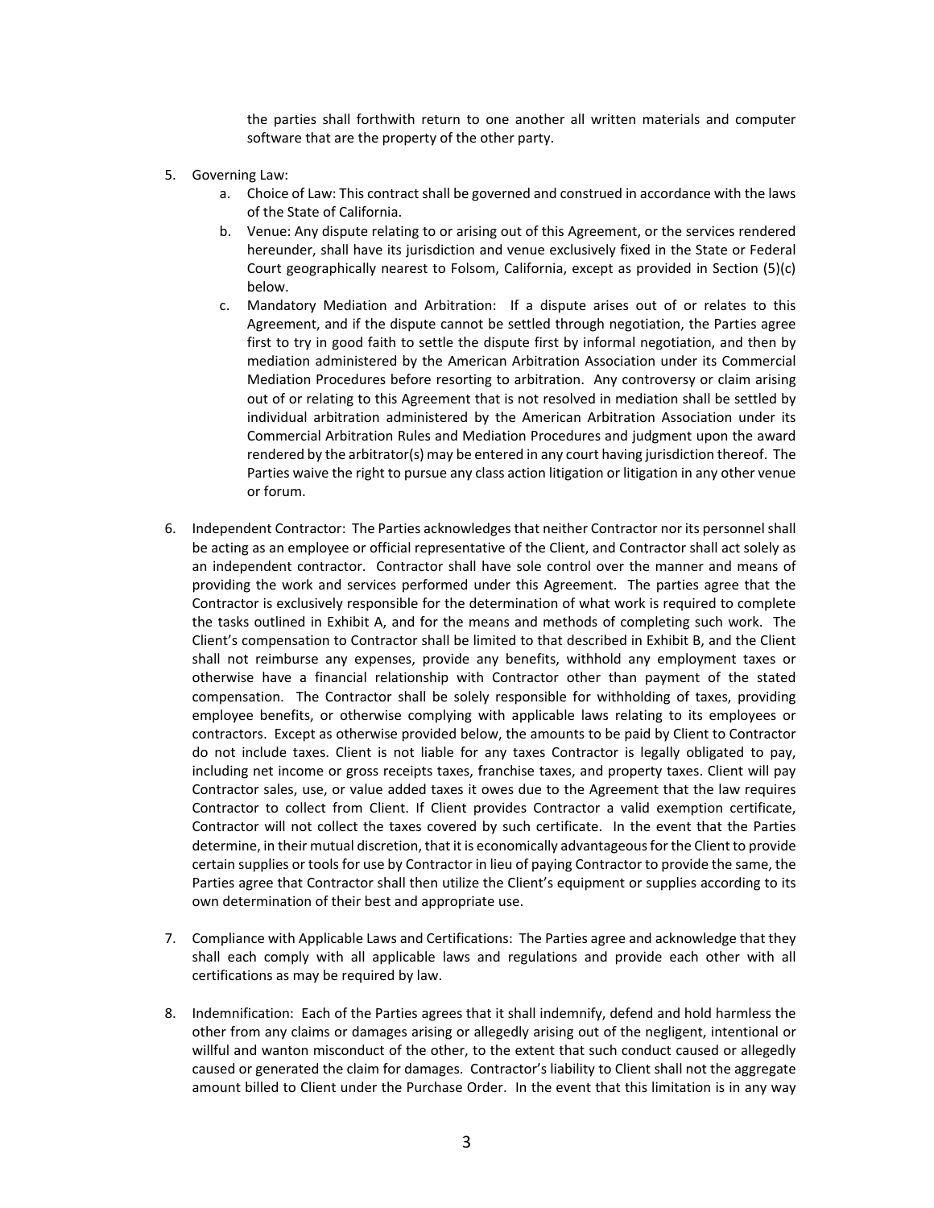the parties shall forthwith return to one another all written materials and computer software that are the property of the other party.

5. Governing Law:
    a. Choice of Law: This contract shall be governed and construed in accordance with the laws of the State of California.
    b. Venue: Any dispute relating to or arising out of this Agreement, or the services rendered hereunder, shall have its jurisdiction and venue exclusively fixed in the State or Federal Court geographically nearest to Folsom, California, except as provided in Section (5)(c) below.
    c. Mandatory Mediation and Arbitration: If a dispute arises out of or relates to this Agreement, and if the dispute cannot be settled through negotiation, the Parties agree first to try in good faith to settle the dispute first by informal negotiation, and then by mediation administered by the American Arbitration Association under its Commercial Mediation Procedures before resorting to arbitration. Any controversy or claim arising out of or relating to this Agreement that is not resolved in mediation shall be settled by individual arbitration administered by the American Arbitration Association under its Commercial Arbitration Rules and Mediation Procedures and judgment upon the award rendered by the arbitrator(s) may be entered in any court having jurisdiction thereof. The Parties waive the right to pursue any class action litigation or litigation in any other venue or forum.

6. Independent Contractor: The Parties acknowledges that neither Contractor nor its personnel shall be acting as an employee or official representative of the Client, and Contractor shall act solely as an independent contractor. Contractor shall have sole control over the manner and means of providing the work and services performed under this Agreement. The parties agree that the Contractor is exclusively responsible for the determination of what work is required to complete the tasks outlined in Exhibit A, and for the means and methods of completing such work. The Client's compensation to Contractor shall be limited to that described in Exhibit B, and the Client shall not reimburse any expenses, provide any benefits, withhold any employment taxes or otherwise have a financial relationship with Contractor other than payment of the stated compensation. The Contractor shall be solely responsible for withholding of taxes, providing employee benefits, or otherwise complying with applicable laws relating to its employees or contractors. Except as otherwise provided below, the amounts to be paid by Client to Contractor do not include taxes. Client is not liable for any taxes Contractor is legally obligated to pay, including net income or gross receipts taxes, franchise taxes, and property taxes. Client will pay Contractor sales, use, or value added taxes it owes due to the Agreement that the law requires Contractor to collect from Client. If Client provides Contractor a valid exemption certificate, Contractor will not collect the taxes covered by such certificate. In the event that the Parties determine, in their mutual discretion, that it is economically advantageous for the Client to provide certain supplies or tools for use by Contractor in lieu of paying Contractor to provide the same, the Parties agree that Contractor shall then utilize the Client's equipment or supplies according to its own determination of their best and appropriate use.

7. Compliance with Applicable Laws and Certifications: The Parties agree and acknowledge that they shall each comply with all applicable laws and regulations and provide each other with all certifications as may be required by law.

8. Indemnification: Each of the Parties agrees that it shall indemnify, defend and hold harmless the other from any claims or damages arising or allegedly arising out of the negligent, intentional or willful and wanton misconduct of the other, to the extent that such conduct caused or allegedly caused or generated the claim for damages. Contractor's liability to Client shall not the aggregate amount billed to Client under the Purchase Order. In the event that this limitation is in any way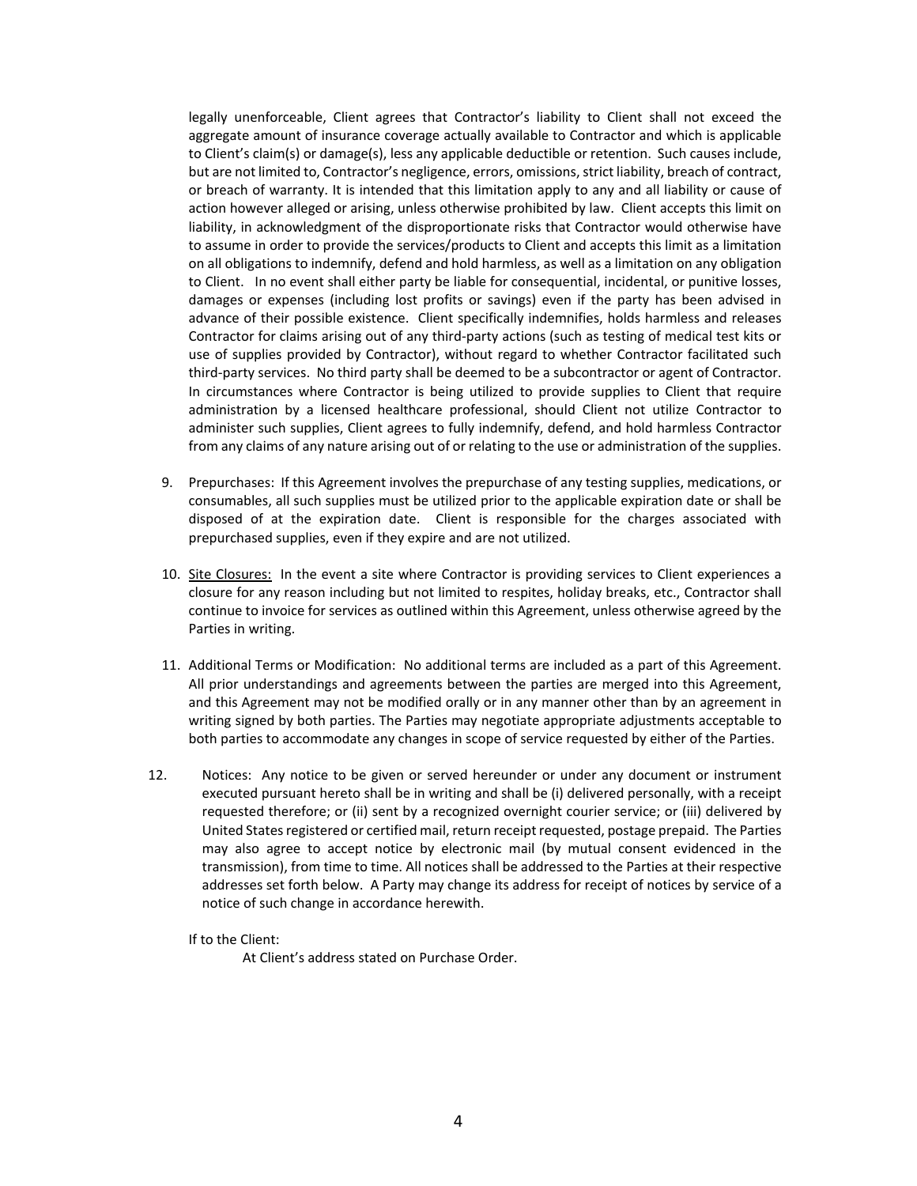legally unenforceable, Client agrees that Contractor's liability to Client shall not exceed the aggregate amount of insurance coverage actually available to Contractor and which is applicable to Client's claim(s) or damage(s), less any applicable deductible or retention. Such causes include, but are not limited to, Contractor's negligence, errors, omissions, strict liability, breach of contract, or breach of warranty. It is intended that this limitation apply to any and all liability or cause of action however alleged or arising, unless otherwise prohibited by law. Client accepts this limit on liability, in acknowledgment of the disproportionate risks that Contractor would otherwise have to assume in order to provide the services/products to Client and accepts this limit as a limitation on all obligations to indemnify, defend and hold harmless, as well as a limitation on any obligation to Client. In no event shall either party be liable for consequential, incidental, or punitive losses, damages or expenses (including lost profits or savings) even if the party has been advised in advance of their possible existence. Client specifically indemnifies, holds harmless and releases Contractor for claims arising out of any third-party actions (such as testing of medical test kits or use of supplies provided by Contractor), without regard to whether Contractor facilitated such third-party services. No third party shall be deemed to be a subcontractor or agent of Contractor. In circumstances where Contractor is being utilized to provide supplies to Client that require administration by a licensed healthcare professional, should Client not utilize Contractor to administer such supplies, Client agrees to fully indemnify, defend, and hold harmless Contractor from any claims of any nature arising out of or relating to the use or administration of the supplies.

9. Prepurchases: If this Agreement involves the prepurchase of any testing supplies, medications, or consumables, all such supplies must be utilized prior to the applicable expiration date or shall be disposed of at the expiration date. Client is responsible for the charges associated with prepurchased supplies, even if they expire and are not utilized.

10. <u>Site Closures:</u> In the event a site where Contractor is providing services to Client experiences a closure for any reason including but not limited to respites, holiday breaks, etc., Contractor shall continue to invoice for services as outlined within this Agreement, unless otherwise agreed by the Parties in writing.

11. Additional Terms or Modification: No additional terms are included as a part of this Agreement. All prior understandings and agreements between the parties are merged into this Agreement, and this Agreement may not be modified orally or in any manner other than by an agreement in writing signed by both parties. The Parties may negotiate appropriate adjustments acceptable to both parties to accommodate any changes in scope of service requested by either of the Parties.

12. Notices: Any notice to be given or served hereunder or under any document or instrument executed pursuant hereto shall be in writing and shall be (i) delivered personally, with a receipt requested therefore; or (ii) sent by a recognized overnight courier service; or (iii) delivered by United States registered or certified mail, return receipt requested, postage prepaid. The Parties may also agree to accept notice by electronic mail (by mutual consent evidenced in the transmission), from time to time. All notices shall be addressed to the Parties at their respective addresses set forth below. A Party may change its address for receipt of notices by service of a notice of such change in accordance herewith.

If to the Client:

At Client's address stated on Purchase Order.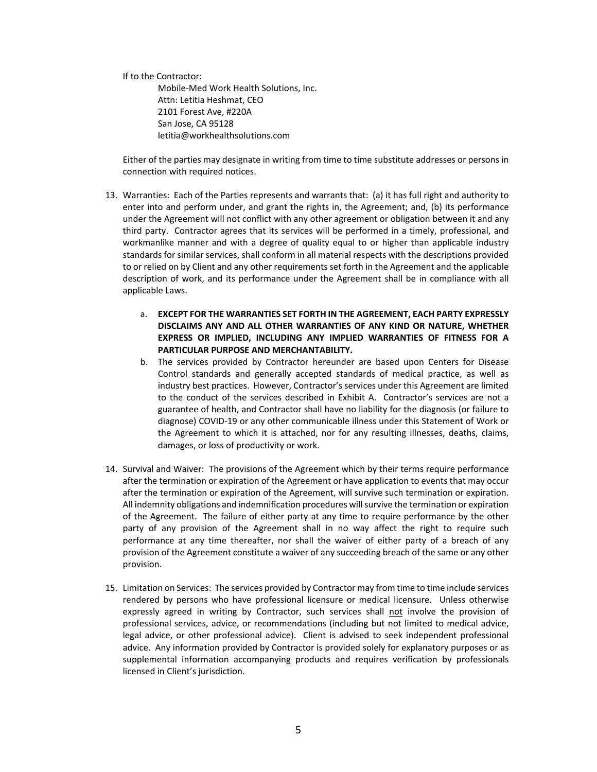If to the Contractor:

Mobile-Med Work Health Solutions, Inc.
Attn: Letitia Heshmat, CEO
2101 Forest Ave, #220A
San Jose, CA 95128
letitia@workhealthsolutions.com

Either of the parties may designate in writing from time to time substitute addresses or persons in connection with required notices.

13. Warranties: Each of the Parties represents and warrants that: (a) it has full right and authority to enter into and perform under, and grant the rights in, the Agreement; and, (b) its performance under the Agreement will not conflict with any other agreement or obligation between it and any third party. Contractor agrees that its services will be performed in a timely, professional, and workmanlike manner and with a degree of quality equal to or higher than applicable industry standards for similar services, shall conform in all material respects with the descriptions provided to or relied on by Client and any other requirements set forth in the Agreement and the applicable description of work, and its performance under the Agreement shall be in compliance with all applicable Laws.

    a. **EXCEPT FOR THE WARRANTIES SET FORTH IN THE AGREEMENT, EACH PARTY EXPRESSLY DISCLAIMS ANY AND ALL OTHER WARRANTIES OF ANY KIND OR NATURE, WHETHER EXPRESS OR IMPLIED, INCLUDING ANY IMPLIED WARRANTIES OF FITNESS FOR A PARTICULAR PURPOSE AND MERCHANTABILITY.**
    b. The services provided by Contractor hereunder are based upon Centers for Disease Control standards and generally accepted standards of medical practice, as well as industry best practices. However, Contractor's services under this Agreement are limited to the conduct of the services described in Exhibit A. Contractor's services are not a guarantee of health, and Contractor shall have no liability for the diagnosis (or failure to diagnose) COVID-19 or any other communicable illness under this Statement of Work or the Agreement to which it is attached, nor for any resulting illnesses, deaths, claims, damages, or loss of productivity or work.

14. Survival and Waiver: The provisions of the Agreement which by their terms require performance after the termination or expiration of the Agreement or have application to events that may occur after the termination or expiration of the Agreement, will survive such termination or expiration. All indemnity obligations and indemnification procedures will survive the termination or expiration of the Agreement. The failure of either party at any time to require performance by the other party of any provision of the Agreement shall in no way affect the right to require such performance at any time thereafter, nor shall the waiver of either party of a breach of any provision of the Agreement constitute a waiver of any succeeding breach of the same or any other provision.

15. Limitation on Services: The services provided by Contractor may from time to time include services rendered by persons who have professional licensure or medical licensure. Unless otherwise expressly agreed in writing by Contractor, such services shall <u>not</u> involve the provision of professional services, advice, or recommendations (including but not limited to medical advice, legal advice, or other professional advice). Client is advised to seek independent professional advice. Any information provided by Contractor is provided solely for explanatory purposes or as supplemental information accompanying products and requires verification by professionals licensed in Client's jurisdiction.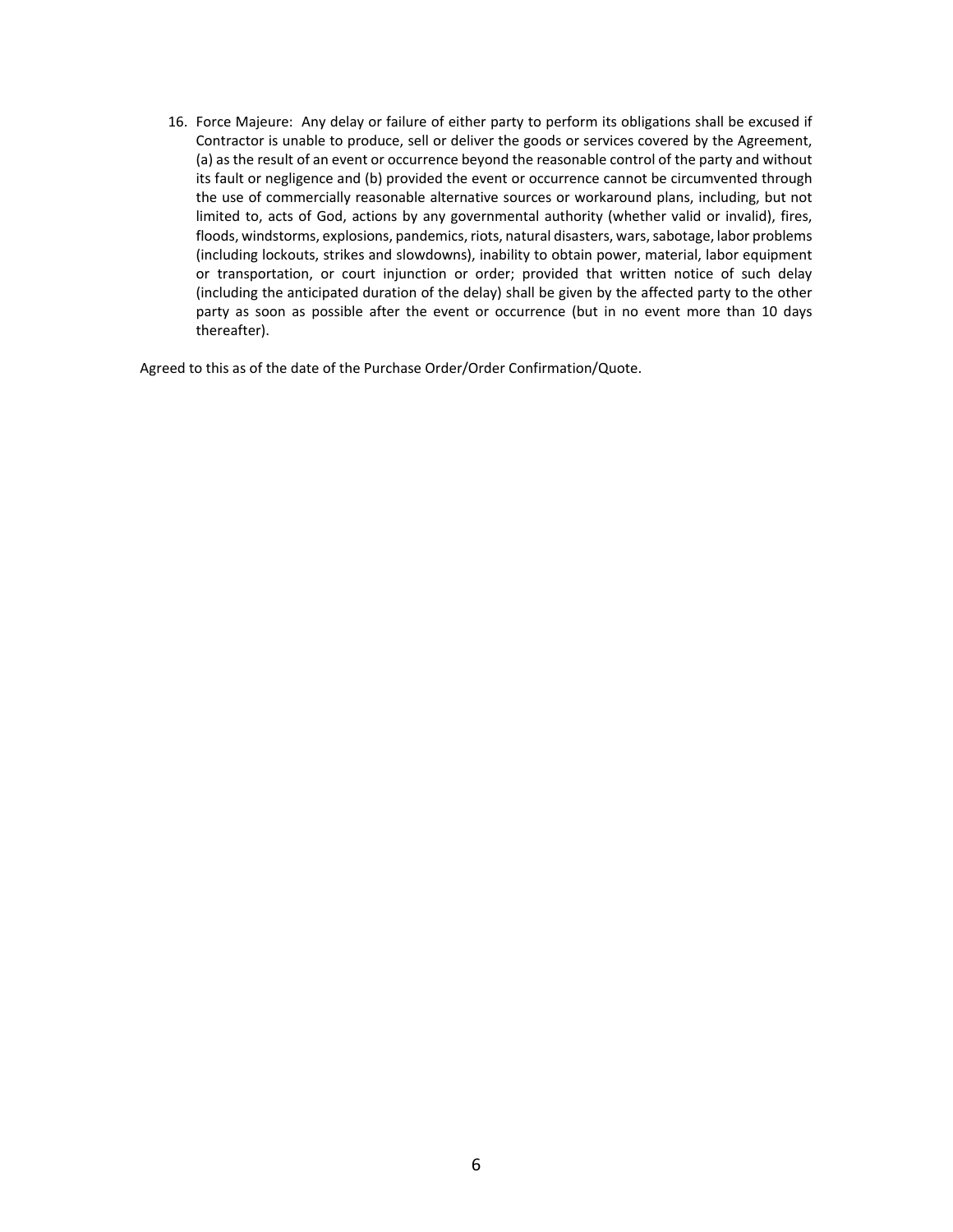16. Force Majeure: Any delay or failure of either party to perform its obligations shall be excused if Contractor is unable to produce, sell or deliver the goods or services covered by the Agreement, (a) as the result of an event or occurrence beyond the reasonable control of the party and without its fault or negligence and (b) provided the event or occurrence cannot be circumvented through the use of commercially reasonable alternative sources or workaround plans, including, but not limited to, acts of God, actions by any governmental authority (whether valid or invalid), fires, floods, windstorms, explosions, pandemics, riots, natural disasters, wars, sabotage, labor problems (including lockouts, strikes and slowdowns), inability to obtain power, material, labor equipment or transportation, or court injunction or order; provided that written notice of such delay (including the anticipated duration of the delay) shall be given by the affected party to the other party as soon as possible after the event or occurrence (but in no event more than 10 days thereafter).

Agreed to this as of the date of the Purchase Order/Order Confirmation/Quote.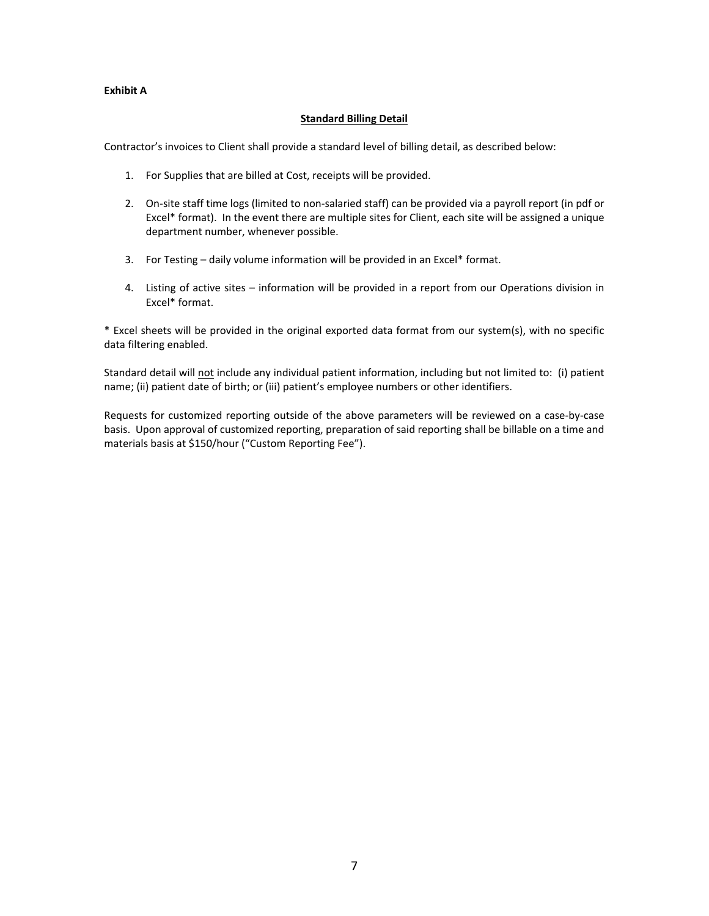**Exhibit A**

**<u>Standard Billing Detail</u>**

Contractor's invoices to Client shall provide a standard level of billing detail, as described below:

1. For Supplies that are billed at Cost, receipts will be provided.

2. On-site staff time logs (limited to non-salaried staff) can be provided via a payroll report (in pdf or Excel* format). In the event there are multiple sites for Client, each site will be assigned a unique department number, whenever possible.

3. For Testing – daily volume information will be provided in an Excel* format.

4. Listing of active sites – information will be provided in a report from our Operations division in Excel* format.

* Excel sheets will be provided in the original exported data format from our system(s), with no specific data filtering enabled.

Standard detail will <u>not</u> include any individual patient information, including but not limited to: (i) patient name; (ii) patient date of birth; or (iii) patient's employee numbers or other identifiers.

Requests for customized reporting outside of the above parameters will be reviewed on a case-by-case basis. Upon approval of customized reporting, preparation of said reporting shall be billable on a time and materials basis at $150/hour ("Custom Reporting Fee").